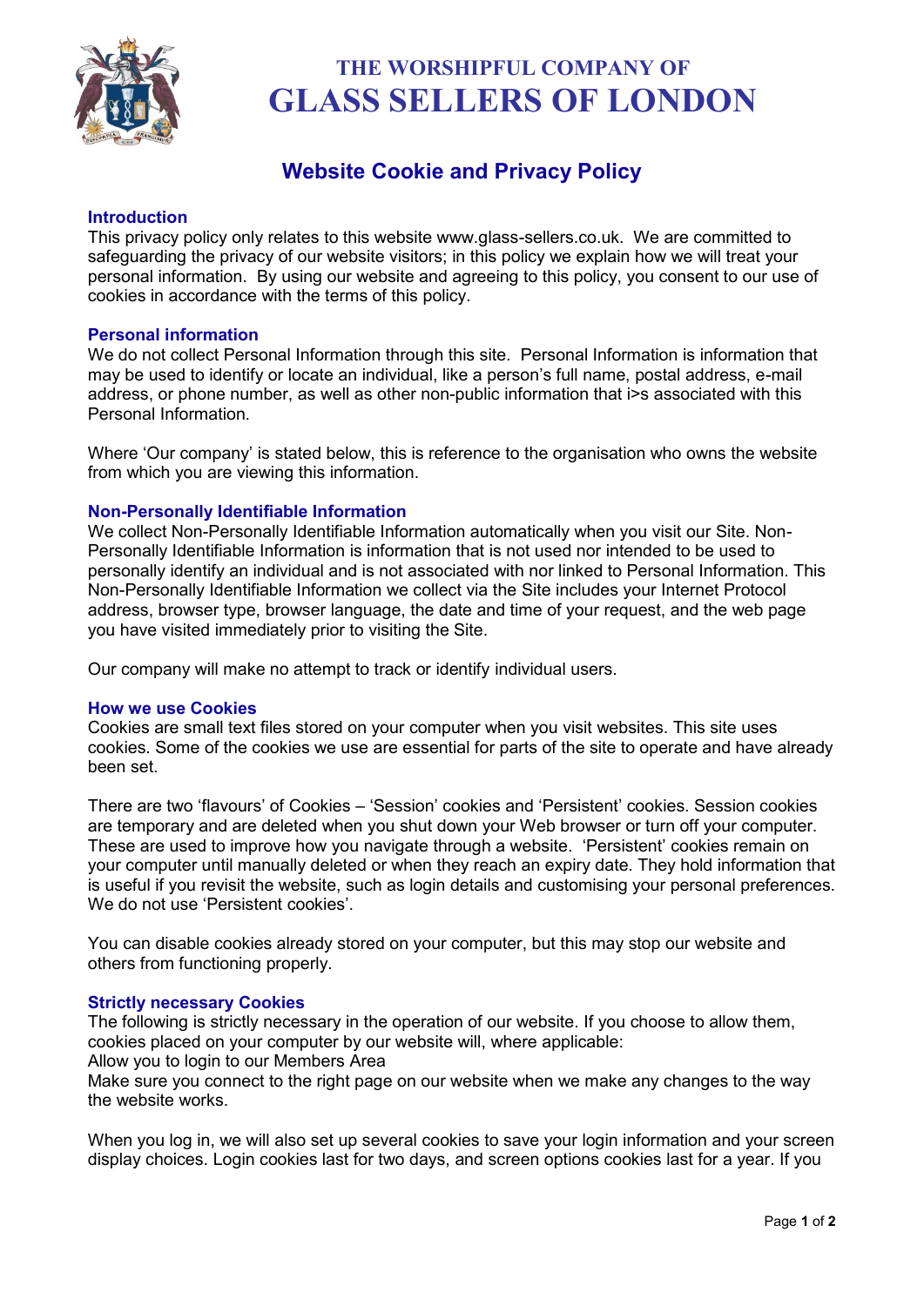# THE WORSHIPFUL COMPANY OF GLASS SELLERS OF LONDON

## Website Cookie and Privacy Policy

### Introduction

This privacy policy only relates to this website www.glass-sellers.co.uk. We are committed to safeguarding the privacy of our website visitors; in this policy we explain how we will treat your personal information. By using our website and agreeing to this policy, you consent to our use of cookies in accordance with the terms of this policy.

### Personal information

We do not collect Personal Information through this site. Personal Information is information that may be used to identify or locate an individual, like a person's full name, postal address, e-mail address, or phone number, as well as other non-public information that i>s associated with this Personal Information.

Where 'Our company' is stated below, this is reference to the organisation who owns the website from which you are viewing this information.

### Non-Personally Identifiable Information

We collect Non-Personally Identifiable Information automatically when you visit our Site. Non-Personally Identifiable Information is information that is not used nor intended to be used to personally identify an individual and is not associated with nor linked to Personal Information. This Non-Personally Identifiable Information we collect via the Site includes your Internet Protocol address, browser type, browser language, the date and time of your request, and the web page you have visited immediately prior to visiting the Site.

Our company will make no attempt to track or identify individual users.

### How we use Cookies

Cookies are small text files stored on your computer when you visit websites. This site uses cookies. Some of the cookies we use are essential for parts of the site to operate and have already been set.

There are two 'flavours' of Cookies – 'Session' cookies and 'Persistent' cookies. Session cookies are temporary and are deleted when you shut down your Web browser or turn off your computer. These are used to improve how you navigate through a website. 'Persistent' cookies remain on your computer until manually deleted or when they reach an expiry date. They hold information that is useful if you revisit the website, such as login details and customising your personal preferences. We do not use 'Persistent cookies'.

You can disable cookies already stored on your computer, but this may stop our website and others from functioning properly.

### Strictly necessary Cookies

The following is strictly necessary in the operation of our website. If you choose to allow them, cookies placed on your computer by our website will, where applicable:

Allow you to login to our Members Area

Make sure you connect to the right page on our website when we make any changes to the way the website works.

When you log in, we will also set up several cookies to save your login information and your screen display choices. Login cookies last for two days, and screen options cookies last for a year. If you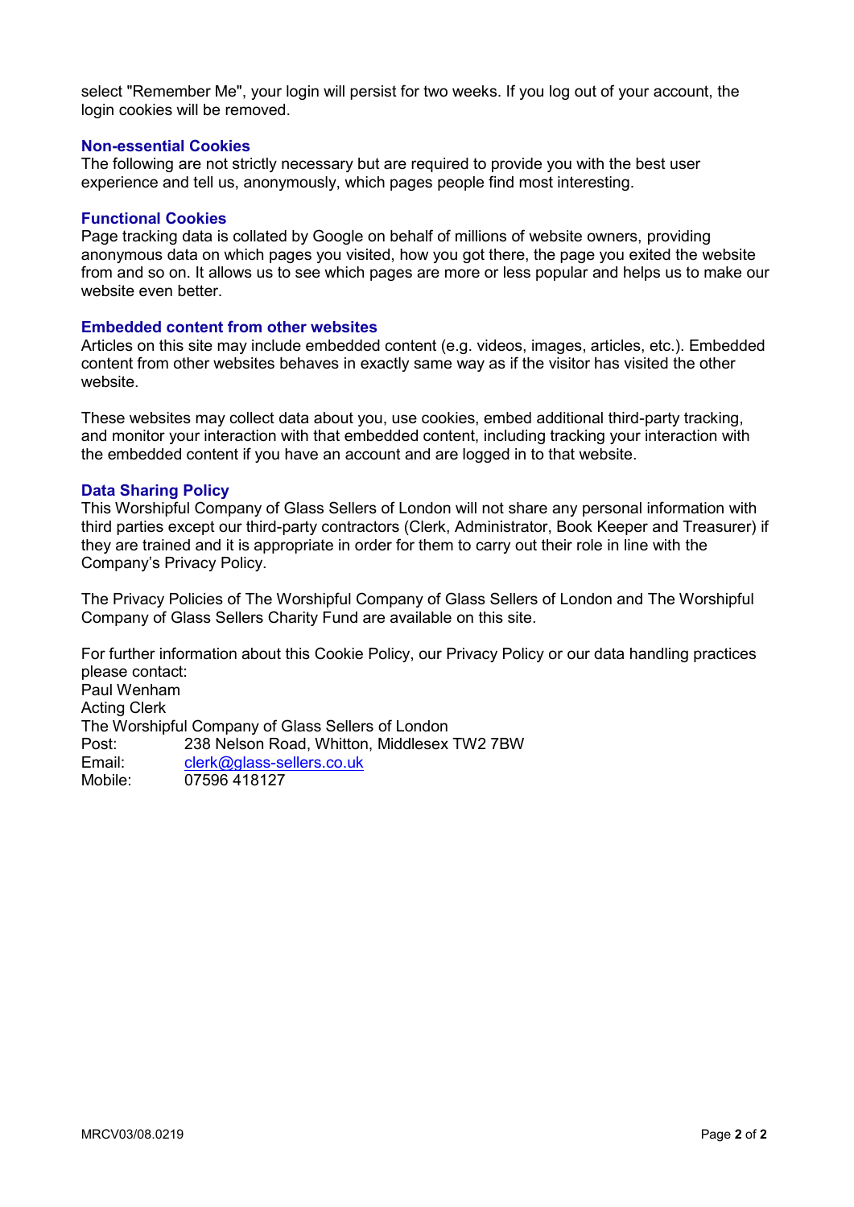select "Remember Me", your login will persist for two weeks. If you log out of your account, the login cookies will be removed.

### Non-essential Cookies

The following are not strictly necessary but are required to provide you with the best user experience and tell us, anonymously, which pages people find most interesting.

### Functional Cookies

Page tracking data is collated by Google on behalf of millions of website owners, providing anonymous data on which pages you visited, how you got there, the page you exited the website from and so on. It allows us to see which pages are more or less popular and helps us to make our website even better.

### Embedded content from other websites

Articles on this site may include embedded content (e.g. videos, images, articles, etc.). Embedded content from other websites behaves in exactly same way as if the visitor has visited the other website.

These websites may collect data about you, use cookies, embed additional third-party tracking, and monitor your interaction with that embedded content, including tracking your interaction with the embedded content if you have an account and are logged in to that website.

### Data Sharing Policy

This Worshipful Company of Glass Sellers of London will not share any personal information with third parties except our third-party contractors (Clerk, Administrator, Book Keeper and Treasurer) if they are trained and it is appropriate in order for them to carry out their role in line with the Company's Privacy Policy.

The Privacy Policies of The Worshipful Company of Glass Sellers of London and The Worshipful Company of Glass Sellers Charity Fund are available on this site.

For further information about this Cookie Policy, our Privacy Policy or our data handling practices please contact:
Paul Wenham
Acting Clerk
The Worshipful Company of Glass Sellers of London
Post: 238 Nelson Road, Whitton, Middlesex TW2 7BW
Email: clerk@glass-sellers.co.uk
Mobile: 07596 418127

MRCV03/08.0219